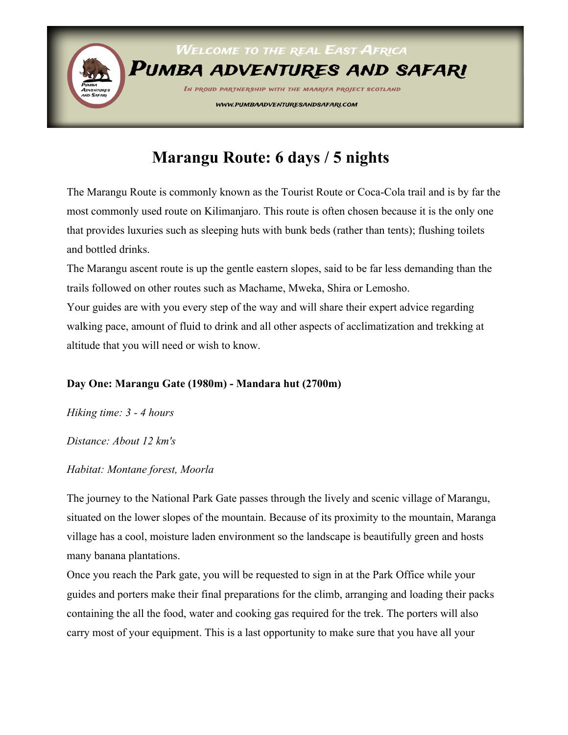Welcome to the real East Africa

Pumba adventures and safari

In proud partnership with the Maarifa Project Scotland

www.pumbaadventuresandsafari.com

# Marangu Route: 6 days / 5 nights

The Marangu Route is commonly known as the Tourist Route or Coca-Cola trail and is by far the most commonly used route on Kilimanjaro. This route is often chosen because it is the only one that provides luxuries such as sleeping huts with bunk beds (rather than tents); flushing toilets and bottled drinks.

The Marangu ascent route is up the gentle eastern slopes, said to be far less demanding than the trails followed on other routes such as Machame, Mweka, Shira or Lemosho.

Your guides are with you every step of the way and will share their expert advice regarding walking pace, amount of fluid to drink and all other aspects of acclimatization and trekking at altitude that you will need or wish to know.

**Day One: Marangu Gate (1980m) - Mandara hut (2700m)**

*Hiking time: 3 - 4 hours*

*Distance: About 12 km's*

*Habitat: Montane forest, Moorla*

The journey to the National Park Gate passes through the lively and scenic village of Marangu, situated on the lower slopes of the mountain. Because of its proximity to the mountain, Maranga village has a cool, moisture laden environment so the landscape is beautifully green and hosts many banana plantations.

Once you reach the Park gate, you will be requested to sign in at the Park Office while your guides and porters make their final preparations for the climb, arranging and loading their packs containing the all the food, water and cooking gas required for the trek. The porters will also carry most of your equipment. This is a last opportunity to make sure that you have all your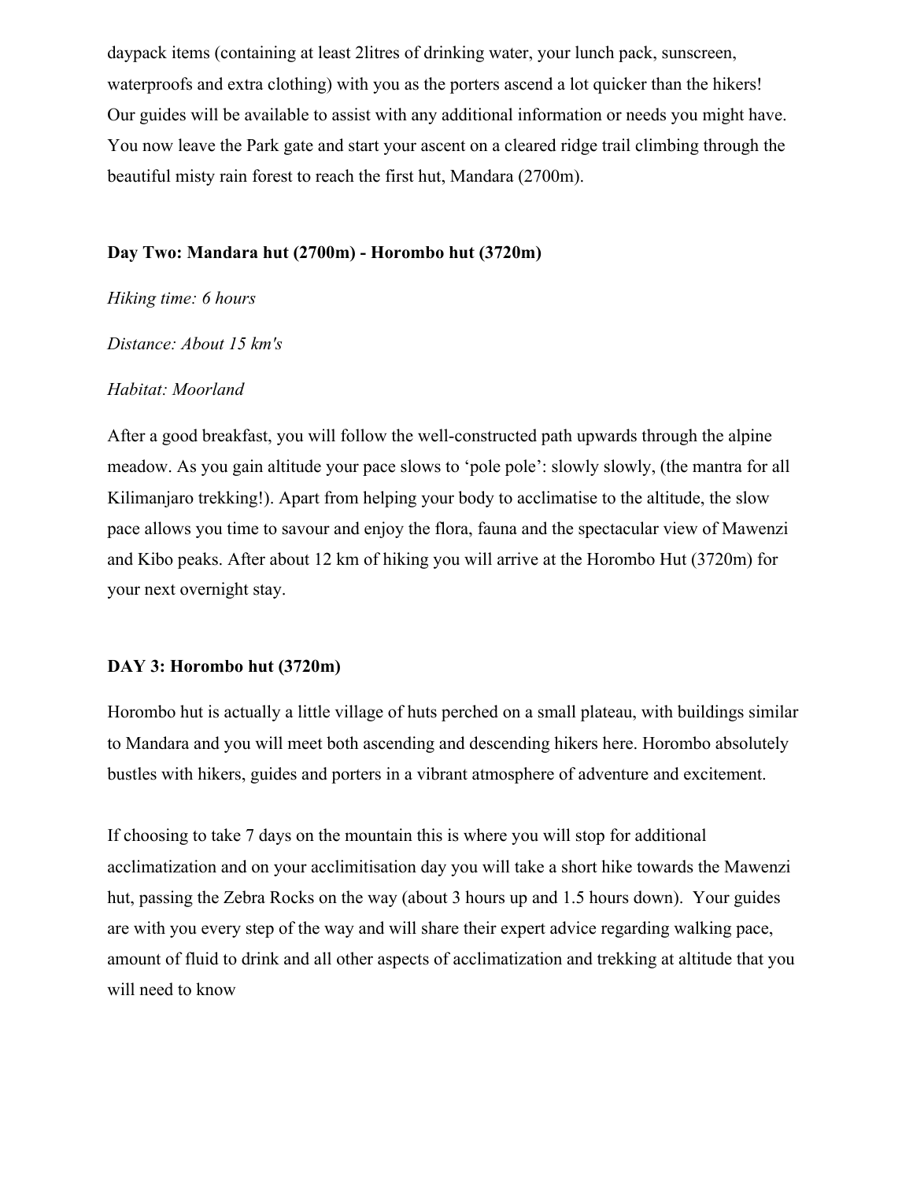daypack items (containing at least 2litres of drinking water, your lunch pack, sunscreen, waterproofs and extra clothing) with you as the porters ascend a lot quicker than the hikers! Our guides will be available to assist with any additional information or needs you might have. You now leave the Park gate and start your ascent on a cleared ridge trail climbing through the beautiful misty rain forest to reach the first hut, Mandara (2700m).

### Day Two: Mandara hut (2700m) - Horombo hut (3720m)

*Hiking time: 6 hours*

*Distance: About 15 km's*

*Habitat: Moorland*

After a good breakfast, you will follow the well-constructed path upwards through the alpine meadow. As you gain altitude your pace slows to 'pole pole': slowly slowly, (the mantra for all Kilimanjaro trekking!). Apart from helping your body to acclimatise to the altitude, the slow pace allows you time to savour and enjoy the flora, fauna and the spectacular view of Mawenzi and Kibo peaks. After about 12 km of hiking you will arrive at the Horombo Hut (3720m) for your next overnight stay.

### DAY 3: Horombo hut (3720m)

Horombo hut is actually a little village of huts perched on a small plateau, with buildings similar to Mandara and you will meet both ascending and descending hikers here. Horombo absolutely bustles with hikers, guides and porters in a vibrant atmosphere of adventure and excitement.

If choosing to take 7 days on the mountain this is where you will stop for additional acclimatization and on your acclimitisation day you will take a short hike towards the Mawenzi hut, passing the Zebra Rocks on the way (about 3 hours up and 1.5 hours down). Your guides are with you every step of the way and will share their expert advice regarding walking pace, amount of fluid to drink and all other aspects of acclimatization and trekking at altitude that you will need to know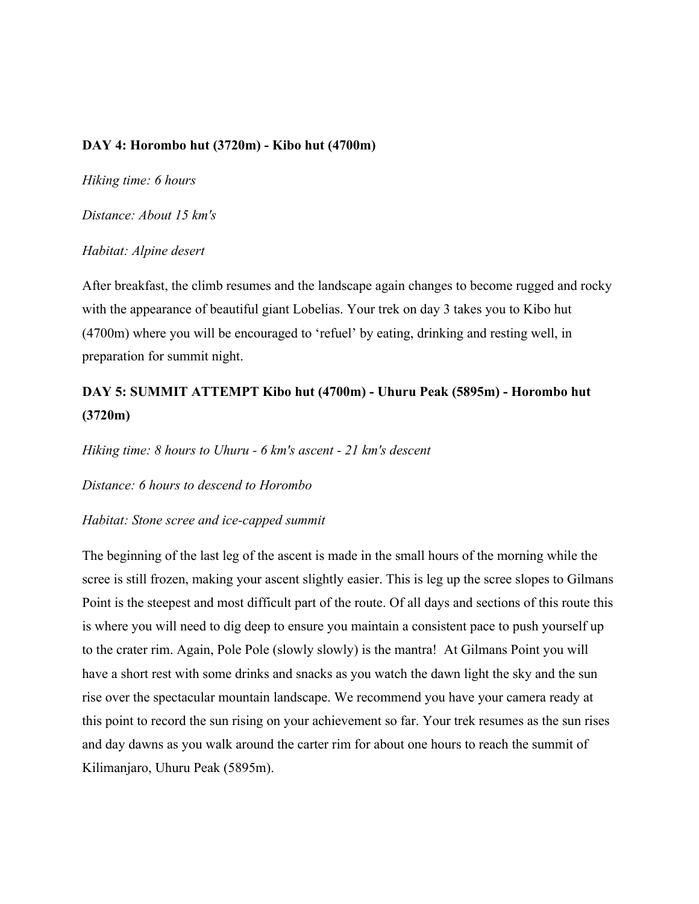**DAY 4: Horombo hut (3720m) - Kibo hut (4700m)**

*Hiking time: 6 hours*

*Distance: About 15 km's*

*Habitat: Alpine desert*

After breakfast, the climb resumes and the landscape again changes to become rugged and rocky with the appearance of beautiful giant Lobelias. Your trek on day 3 takes you to Kibo hut (4700m) where you will be encouraged to 'refuel' by eating, drinking and resting well, in preparation for summit night.

## DAY 5: SUMMIT ATTEMPT Kibo hut (4700m) - Uhuru Peak (5895m) - Horombo hut (3720m)

*Hiking time: 8 hours to Uhuru - 6 km's ascent - 21 km's descent*

*Distance: 6 hours to descend to Horombo*

*Habitat: Stone scree and ice-capped summit*

The beginning of the last leg of the ascent is made in the small hours of the morning while the scree is still frozen, making your ascent slightly easier. This is leg up the scree slopes to Gilmans Point is the steepest and most difficult part of the route. Of all days and sections of this route this is where you will need to dig deep to ensure you maintain a consistent pace to push yourself up to the crater rim. Again, Pole Pole (slowly slowly) is the mantra! At Gilmans Point you will have a short rest with some drinks and snacks as you watch the dawn light the sky and the sun rise over the spectacular mountain landscape. We recommend you have your camera ready at this point to record the sun rising on your achievement so far. Your trek resumes as the sun rises and day dawns as you walk around the carter rim for about one hours to reach the summit of Kilimanjaro, Uhuru Peak (5895m).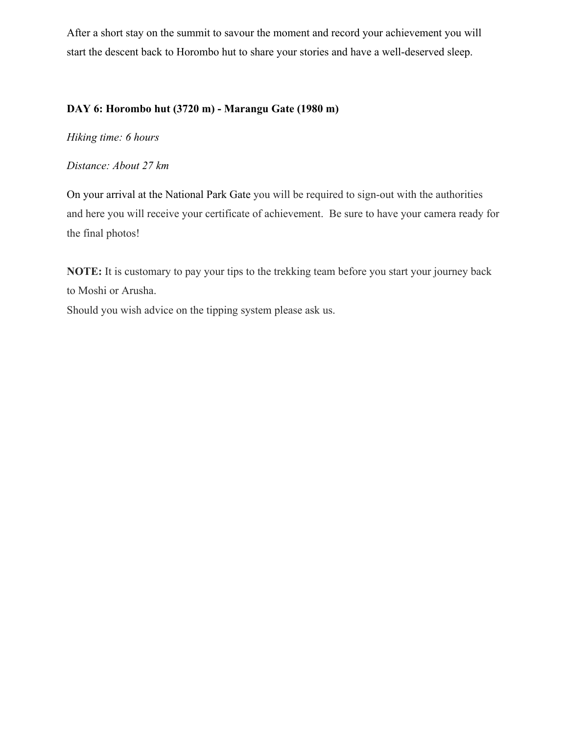After a short stay on the summit to savour the moment and record your achievement you will start the descent back to Horombo hut to share your stories and have a well-deserved sleep.

**DAY 6: Horombo hut (3720 m) - Marangu Gate (1980 m)**

*Hiking time: 6 hours*

*Distance: About 27 km*

On your arrival at the National Park Gate you will be required to sign-out with the authorities and here you will receive your certificate of achievement. Be sure to have your camera ready for the final photos!

**NOTE:** It is customary to pay your tips to the trekking team before you start your journey back to Moshi or Arusha.
Should you wish advice on the tipping system please ask us.